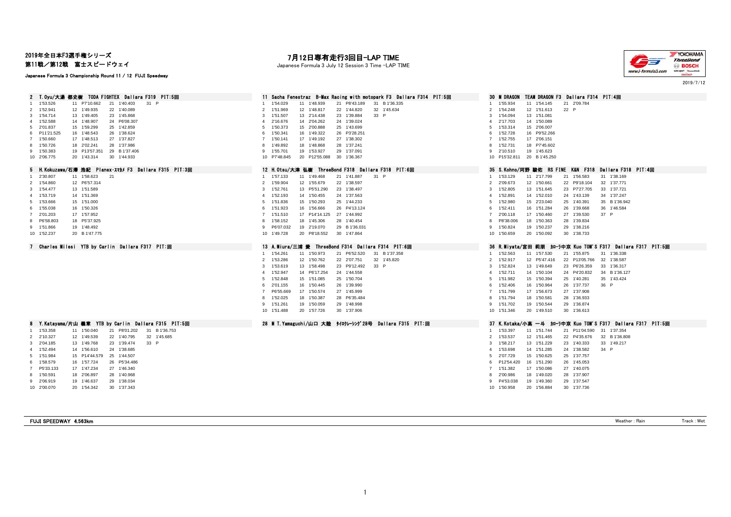2019年全日本F3選手権シリーズ
第11戦／第12戦　富士スピードウェイ

Japanese Formula 3 Championship Round 11 / 12 FUJI Speedway

# 7月12日専有走行3回目-LAP TIME

Japanese Formula 3 July 12 Session 3 Time -LAP TIME

2019/7/12

## 2 T.Oyu/大湯 都史樹 TODA FIGHTEX Dallara F319 PIT:5回

| Lap | Time | Lap | Time | Lap | Time | Lap | Time |
|---|---|---|---|---|---|---|---|
| 1 | 1'53.526 | 11 | P7'10.662 | 21 | 1'40.403 | 31 | P |
| 2 | 1'52.941 | 12 | 1'49.935 | 22 | 1'40.089 | | |
| 3 | 1'54.714 | 13 | 1'49.405 | 23 | 1'45.868 | | |
| 4 | 1'52.588 | 14 | 1'48.907 | 24 | P6'08.307 | | |
| 5 | 2'01.837 | 15 | 1'59.299 | 25 | 1'42.859 | | |
| 6 | P11'21.525 | 16 | 1'48.543 | 26 | 1'38.624 | | |
| 7 | 1'50.660 | 17 | 1'48.513 | 27 | 1'37.827 | | |
| 8 | 1'50.726 | 18 | 2'02.241 | 28 | 1'37.986 | | |
| 9 | 1'50.383 | 19 | P13'57.351 | 29 | B 1'37.406 | | |
| 10 | 2'06.775 | 20 | 1'43.314 | 30 | 1'44.933 | | |

## 5 H.Kokuzawa/石澤 浩紀 Planex・ｽﾏｶﾒ F3 Dallara F315 PIT:3回

| Lap | Time | Lap | Time | Lap | Time |
|---|---|---|---|---|---|
| 1 | 2'30.807 | 11 | 1'58.623 | 21 | |
| 2 | 1'54.860 | 12 | P6'57.314 | | |
| 3 | 1'54.477 | 13 | 1'51.589 | | |
| 4 | 1'53.719 | 14 | 1'51.369 | | |
| 5 | 1'53.666 | 15 | 1'51.000 | | |
| 6 | 1'55.038 | 16 | 1'50.326 | | |
| 7 | 2'01.203 | 17 | 1'57.952 | | |
| 8 | P6'58.803 | 18 | P5'37.925 | | |
| 9 | 1'51.866 | 19 | 1'48.492 | | |
| 10 | 1'52.237 | 20 | B 1'47.775 | | |

## 7 Charles Milesi YTB by Carlin Dallara F317 PIT:回

## 8 Y.Katayama/片山 義章 YTB by Carlin Dallara F315 PIT:5回

| Lap | Time | Lap | Time | Lap | Time | Lap | Time |
|---|---|---|---|---|---|---|---|
| 1 | 1'53.358 | 11 | 1'50.040 | 21 | P8'01.202 | 31 | B 1'36.753 |
| 2 | 2'10.327 | 12 | 1'49.539 | 22 | 1'40.795 | 32 | 1'45.685 |
| 3 | 2'04.185 | 13 | 1'49.768 | 23 | 1'39.474 | 33 | P |
| 4 | 1'52.494 | 14 | 1'56.610 | 24 | 1'38.685 | | |
| 5 | 1'51.984 | 15 | P14'44.579 | 25 | 1'44.507 | | |
| 6 | 1'58.579 | 16 | 1'57.724 | 26 | P5'34.486 | | |
| 7 | P5'33.133 | 17 | 1'47.234 | 27 | 1'46.340 | | |
| 8 | 1'50.591 | 18 | 2'06.897 | 28 | 1'40.968 | | |
| 9 | 2'06.919 | 19 | 1'46.637 | 29 | 1'38.034 | | |
| 10 | 2'00.070 | 20 | 1'54.342 | 30 | 1'37.343 | | |

## 11 Sacha Fenestraz B-Max Racing with motopark F3 Dallara F314 PIT:5回

| Lap | Time | Lap | Time | Lap | Time | Lap | Time |
|---|---|---|---|---|---|---|---|
| 1 | 1'54.029 | 11 | 1'48.939 | 21 | P8'43.189 | 31 | B 1'36.335 |
| 2 | 1'51.969 | 12 | 1'48.817 | 22 | 1'44.820 | 32 | 1'45.634 |
| 3 | 1'51.507 | 13 | 2'14.438 | 23 | 1'39.884 | 33 | P |
| 4 | 2'16.676 | 14 | 2'04.262 | 24 | 1'39.024 | | |
| 5 | 1'50.373 | 15 | 2'00.888 | 25 | 1'43.699 | | |
| 6 | 1'50.341 | 16 | 1'49.322 | 26 | P3'28.251 | | |
| 7 | 1'50.141 | 17 | 1'49.192 | 27 | 1'38.302 | | |
| 8 | 1'49.892 | 18 | 1'48.868 | 28 | 1'37.241 | | |
| 9 | 1'55.701 | 19 | 1'53.927 | 29 | 1'37.091 | | |
| 10 | P7'48.845 | 20 | P12'55.088 | 30 | 1'36.367 | | |

## 12 H.Otsu/大津 弘樹 ThreeBond F318 Dallara F318 PIT:6回

| Lap | Time | Lap | Time | Lap | Time | Lap | Time |
|---|---|---|---|---|---|---|---|
| 1 | 1'57.133 | 11 | 1'49.468 | 21 | 1'41.887 | 31 | P |
| 2 | 1'59.904 | 12 | 1'55.679 | 22 | 1'38.597 | | |
| 3 | 1'52.761 | 13 | P5'51.290 | 23 | 1'38.497 | | |
| 4 | 1'52.193 | 14 | 1'50.455 | 24 | 1'37.563 | | |
| 5 | 1'51.836 | 15 | 1'50.293 | 25 | 1'44.233 | | |
| 6 | 1'51.923 | 16 | 1'56.666 | 26 | P4'13.124 | | |
| 7 | 1'51.510 | 17 | P14'14.125 | 27 | 1'44.992 | | |
| 8 | 1'58.152 | 18 | 1'45.306 | 28 | 1'40.454 | | |
| 9 | P6'07.032 | 19 | 2'19.070 | 29 | B 1'36.031 | | |
| 10 | 1'49.728 | 20 | P8'18.552 | 30 | 1'47.864 | | |

## 13 A.Miura/三浦 愛 ThreeBond F314 Dallara F314 PIT:6回

| Lap | Time | Lap | Time | Lap | Time | Lap | Time |
|---|---|---|---|---|---|---|---|
| 1 | 1'54.261 | 11 | 1'50.973 | 21 | P6'52.520 | 31 | B 1'37.358 |
| 2 | 1'53.286 | 12 | 1'50.762 | 22 | 2'07.751 | 32 | 1'45.820 |
| 3 | 1'53.619 | 13 | 1'58.498 | 23 | P9'12.492 | 33 | P |
| 4 | 1'52.947 | 14 | P6'17.254 | 24 | 1'44.558 | | |
| 5 | 1'52.848 | 15 | 1'51.085 | 25 | 1'50.704 | | |
| 6 | 2'01.155 | 16 | 1'50.445 | 26 | 1'39.990 | | |
| 7 | P6'55.669 | 17 | 1'50.574 | 27 | 1'45.999 | | |
| 8 | 1'52.025 | 18 | 1'50.387 | 28 | P6'35.484 | | |
| 9 | 1'51.261 | 19 | 1'50.059 | 29 | 1'48.998 | | |
| 10 | 1'51.488 | 20 | 1'57.726 | 30 | 1'37.906 | | |

## 28 M T.Yamaguchi/山口 大陸 ﾀｲﾛｸﾚｰｼﾝｸﾞ28号 Dallara F315 PIT:回

## 30 M DRAGON TEAM DRAGON F3 Dallara F314 PIT:4回

| Lap | Time | Lap | Time | Lap | Time |
|---|---|---|---|---|---|
| 1 | 1'55.934 | 11 | 1'54.145 | 21 | 2'09.784 |
| 2 | 1'54.248 | 12 | 1'51.613 | 22 | P |
| 3 | 1'54.094 | 13 | 1'51.081 | | |
| 4 | 2'17.703 | 14 | 1'50.089 | | |
| 5 | 1'53.314 | 15 | 2'06.007 | | |
| 6 | 1'52.728 | 16 | P9'52.266 | | |
| 7 | 1'52.755 | 17 | 2'06.151 | | |
| 8 | 1'52.731 | 18 | P7'45.602 | | |
| 9 | 2'10.510 | 19 | 1'45.623 | | |
| 10 | P15'32.811 | 20 | B 1'45.250 | | |

## 35 S.Kohno/河野 駿佑 RS FINE K&N F318 Dallara F318 PIT:4回

| Lap | Time | Lap | Time | Lap | Time | Lap | Time |
|---|---|---|---|---|---|---|---|
| 1 | 1'53.129 | 11 | 2'17.799 | 21 | 1'56.583 | 31 | 1'38.169 |
| 2 | 2'09.673 | 12 | 1'50.661 | 22 | P9'18.104 | 32 | 1'37.771 |
| 3 | 1'52.805 | 13 | 1'51.645 | 23 | P7'27.705 | 33 | 1'37.721 |
| 4 | 1'52.891 | 14 | 1'52.010 | 24 | 1'43.139 | 34 | 1'37.247 |
| 5 | 1'52.980 | 15 | 2'23.040 | 25 | 1'40.391 | 35 | B 1'36.942 |
| 6 | 1'52.411 | 16 | 1'51.284 | 26 | 1'39.668 | 36 | 1'46.584 |
| 7 | 2'00.118 | 17 | 1'50.460 | 27 | 1'39.530 | 37 | P |
| 8 | P8'38.006 | 18 | 1'50.363 | 28 | 1'39.834 | | |
| 9 | 1'50.824 | 19 | 1'50.237 | 29 | 1'38.216 | | |
| 10 | 1'50.659 | 20 | 1'50.092 | 30 | 1'38.733 | | |

## 36 R.Miyata/宮田 莉朋 ｶﾛｰﾗ中京 Kuo TOM'S F317 Dallara F317 PIT:5回

| Lap | Time | Lap | Time | Lap | Time | Lap | Time |
|---|---|---|---|---|---|---|---|
| 1 | 1'52.563 | 11 | 1'57.530 | 21 | 1'55.875 | 31 | 1'36.338 |
| 2 | 1'52.917 | 12 | P5'47.416 | 22 | P13'05.766 | 32 | 1'38.587 |
| 3 | 1'52.824 | 13 | 1'49.649 | 23 | P6'26.359 | 33 | 1'36.317 |
| 4 | 1'52.711 | 14 | 1'50.104 | 24 | P4'20.832 | 34 | B 1'36.127 |
| 5 | 1'51.982 | 15 | 1'50.394 | 25 | 1'40.281 | 35 | 1'43.424 |
| 6 | 1'52.406 | 16 | 1'50.964 | 26 | 1'37.737 | 36 | P |
| 7 | 1'51.799 | 17 | 1'56.673 | 27 | 1'37.908 | | |
| 8 | 1'51.794 | 18 | 1'50.581 | 28 | 1'36.933 | | |
| 9 | 1'51.702 | 19 | 1'50.544 | 29 | 1'36.874 | | |
| 10 | 1'51.346 | 20 | 1'49.510 | 30 | 1'36.613 | | |

## 37 K.Kotaka/小高 一斗 ｶﾛｰﾗ中京 Kuo TOM'S F317 Dallara F317 PIT:5回

| Lap | Time | Lap | Time | Lap | Time | Lap | Time |
|---|---|---|---|---|---|---|---|
| 1 | 1'53.397 | 11 | 1'51.744 | 21 | P11'04.590 | 31 | 1'37.354 |
| 2 | 1'53.537 | 12 | 1'51.465 | 22 | P4'35.676 | 32 | B 1'36.808 |
| 3 | 1'58.217 | 13 | 1'51.229 | 23 | 1'40.333 | 33 | 1'49.217 |
| 4 | 1'53.698 | 14 | 1'51.285 | 24 | 1'38.582 | 34 | P |
| 5 | 2'07.729 | 15 | 1'50.625 | 25 | 1'37.757 | | |
| 6 | P12'54.420 | 16 | 1'51.290 | 26 | 1'45.053 | | |
| 7 | 1'51.382 | 17 | 1'50.086 | 27 | 1'40.075 | | |
| 8 | 2'00.986 | 18 | 1'49.020 | 28 | 1'37.907 | | |
| 9 | P4'53.038 | 19 | 1'49.360 | 29 | 1'37.547 | | |
| 10 | 1'50.958 | 20 | 1'56.884 | 30 | 1'37.736 | | |

FUJI SPEEDWAY 4.563km　　Weather : Rain　　Track : Wet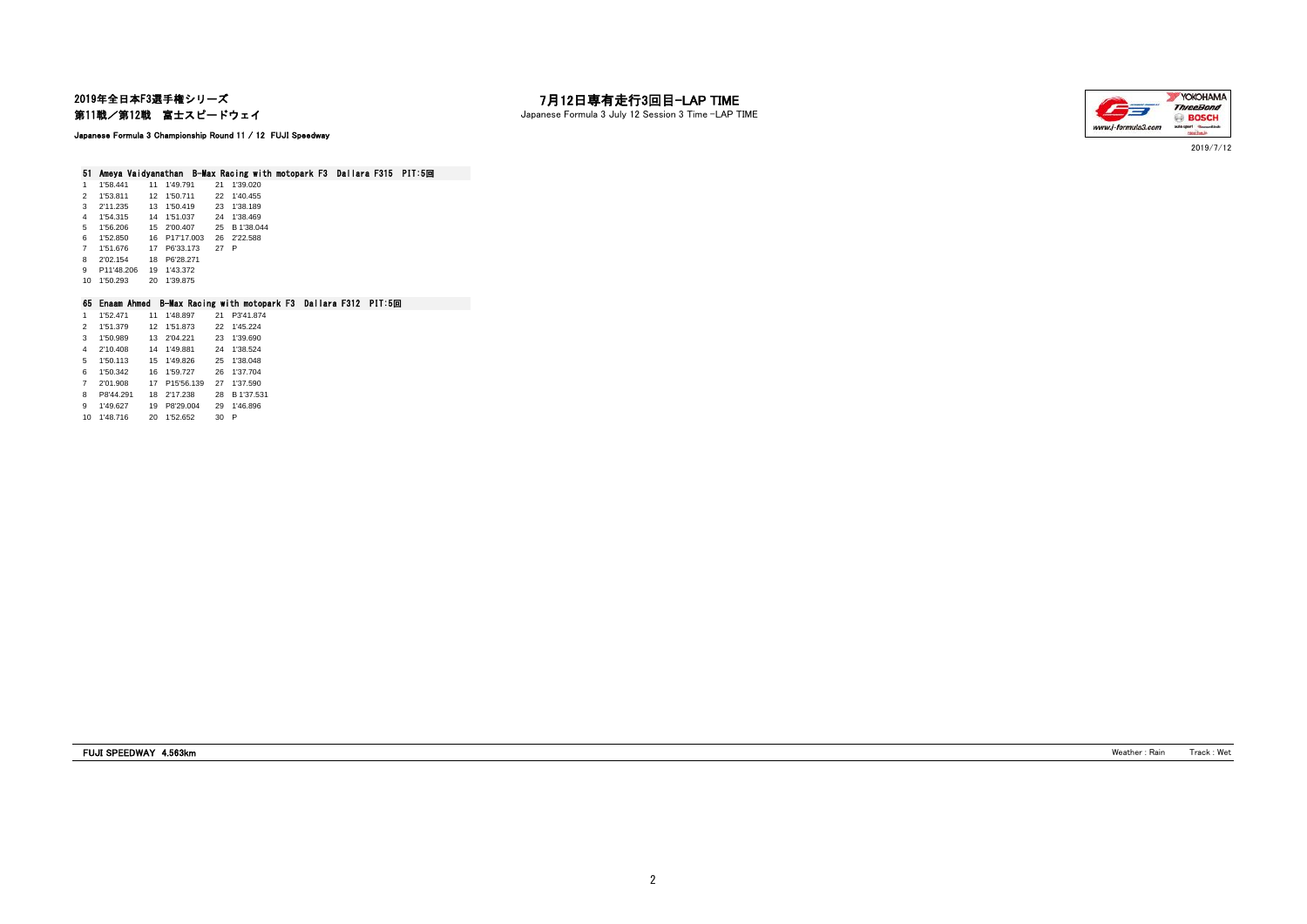2019年全日本F3選手権シリーズ
第11戦／第12戦　富士スピードウェイ

Japanese Formula 3 Championship Round 11 / 12 FUJI Speedway

# 7月12日専有走行3回目-LAP TIME

Japanese Formula 3 July 12 Session 3 Time -LAP TIME

2019/7/12

**51 Ameya Vaidyanathan B-Max Racing with motopark F3 Dallara F315 PIT:5回**

| | | | | | |
|---|---|---|---|---|---|
| 1 | 1'58.441 | 11 | 1'49.791 | 21 | 1'39.020 |
| 2 | 1'53.811 | 12 | 1'50.711 | 22 | 1'40.455 |
| 3 | 2'11.235 | 13 | 1'50.419 | 23 | 1'38.189 |
| 4 | 1'54.315 | 14 | 1'51.037 | 24 | 1'38.469 |
| 5 | 1'56.206 | 15 | 2'00.407 | 25 | B 1'38.044 |
| 6 | 1'52.850 | 16 | P17'17.003 | 26 | 2'22.588 |
| 7 | 1'51.676 | 17 | P6'33.173 | 27 | P |
| 8 | 2'02.154 | 18 | P6'28.271 | | |
| 9 | P11'48.206 | 19 | 1'43.372 | | |
| 10 | 1'50.293 | 20 | 1'39.875 | | |

**65 Enaam Ahmed B-Max Racing with motopark F3 Dallara F312 PIT:5回**

| | | | | | |
|---|---|---|---|---|---|
| 1 | 1'52.471 | 11 | 1'48.897 | 21 | P3'41.874 |
| 2 | 1'51.379 | 12 | 1'51.873 | 22 | 1'45.224 |
| 3 | 1'50.989 | 13 | 2'04.221 | 23 | 1'39.690 |
| 4 | 2'10.408 | 14 | 1'49.881 | 24 | 1'38.524 |
| 5 | 1'50.113 | 15 | 1'49.826 | 25 | 1'38.048 |
| 6 | 1'50.342 | 16 | 1'59.727 | 26 | 1'37.704 |
| 7 | 2'01.908 | 17 | P15'56.139 | 27 | 1'37.590 |
| 8 | P8'44.291 | 18 | 2'17.238 | 28 | B 1'37.531 |
| 9 | 1'49.627 | 19 | P8'29.004 | 29 | 1'46.896 |
| 10 | 1'48.716 | 20 | 1'52.652 | 30 | P |

**FUJI SPEEDWAY 4.563km**　　Weather : Rain　Track : Wet